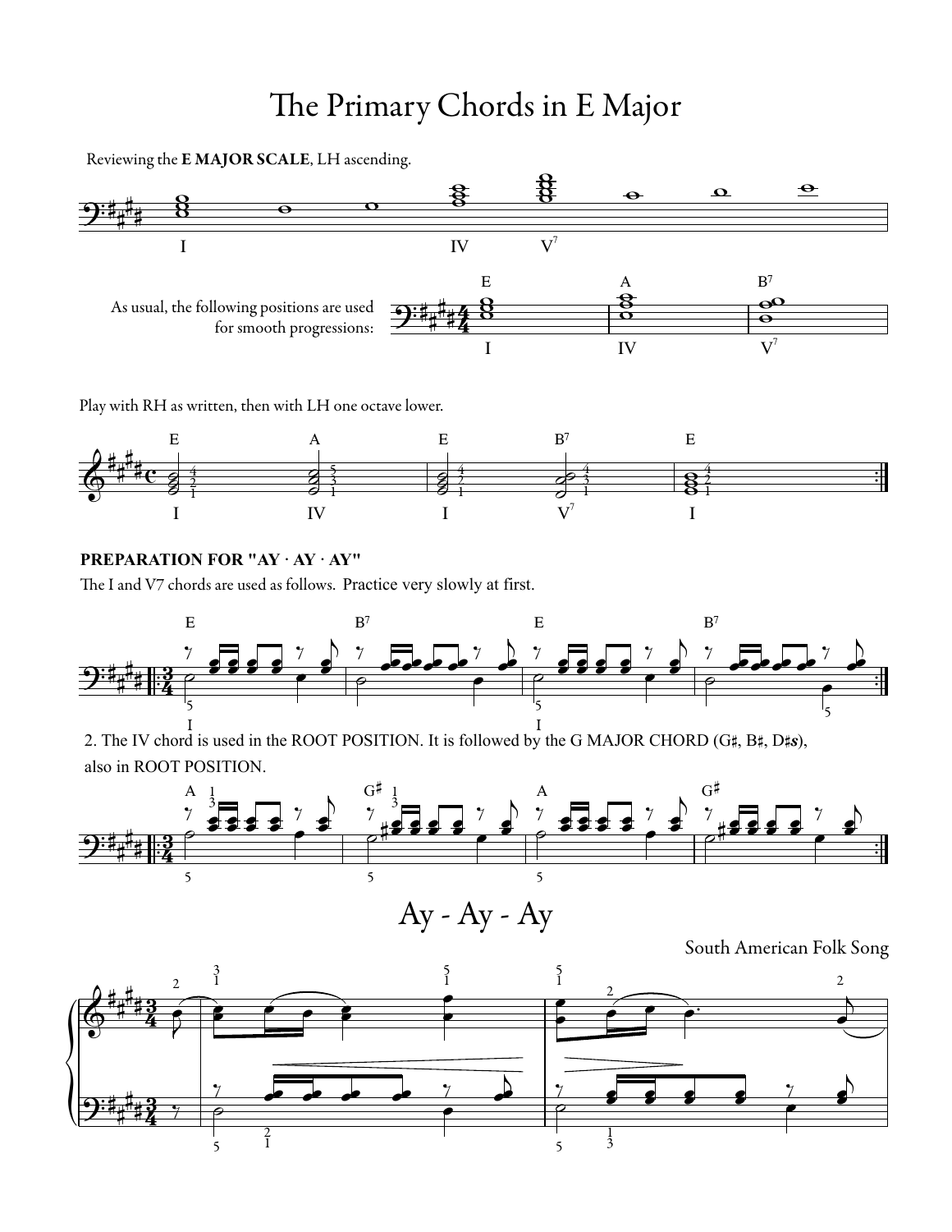# The Primary Chords in E Major

Reviewing the **E MAJOR SCALE**, LH ascending.

I IV V7

As usual, the following positions are used for smooth progressions:

E A B7

I IV V7

Play with RH as written, then with LH one octave lower.

E A E B7 E

I IV I V7 I

**PREPARATION FOR "AY · AY · AY"**

The I and V7 chords are used as follows. Practice very slowly at first.

E B7 E B7

I I

2. The IV chord is used in the ROOT POSITION. It is followed by the G MAJOR CHORD (G♯, B♯, D♯*s*), also in ROOT POSITION.

A G♯ A G♯

## Ay - Ay - Ay

South American Folk Song